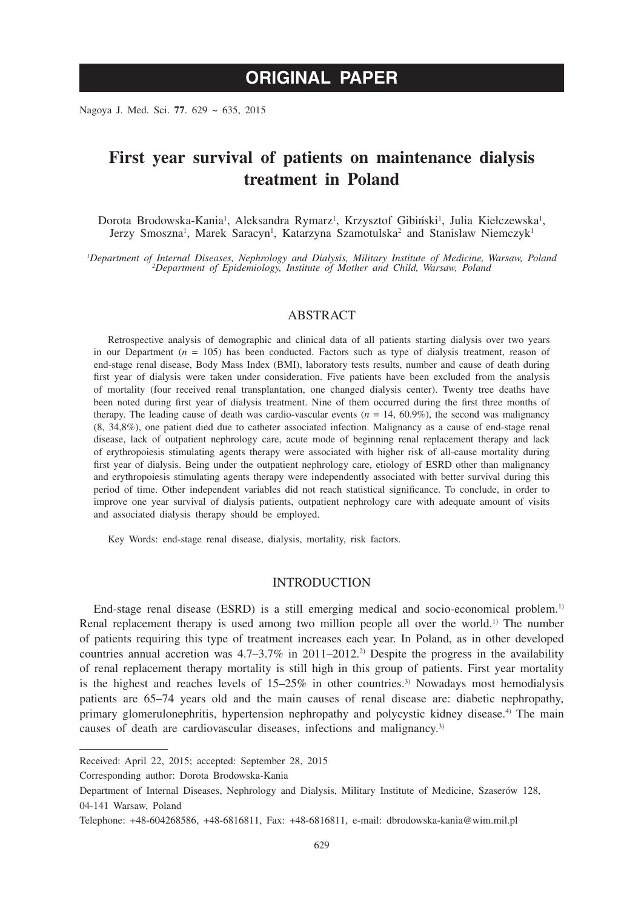ORIGINAL PAPER

# First year survival of patients on maintenance dialysis treatment in Poland

Dorota Brodowska-Kania[1], Aleksandra Rymarz[1], Krzysztof Gibiński[1], Julia Kiełczewska[1], Jerzy Smoszna[1], Marek Saracyn[1], Katarzyna Szamotulska[2] and Stanisław Niemczyk[1]

*[1]Department of Internal Diseases, Nephrology and Dialysis, Military Institute of Medicine, Warsaw, Poland*
*[2]Department of Epidemiology, Institute of Mother and Child, Warsaw, Poland*

## ABSTRACT

Retrospective analysis of demographic and clinical data of all patients starting dialysis over two years in our Department ($n$ = 105) has been conducted. Factors such as type of dialysis treatment, reason of end-stage renal disease, Body Mass Index (BMI), laboratory tests results, number and cause of death during first year of dialysis were taken under consideration. Five patients have been excluded from the analysis of mortality (four received renal transplantation, one changed dialysis center). Twenty tree deaths have been noted during first year of dialysis treatment. Nine of them occurred during the first three months of therapy. The leading cause of death was cardio-vascular events ($n$ = 14, 60.9%), the second was malignancy (8, 34,8%), one patient died due to catheter associated infection. Malignancy as a cause of end-stage renal disease, lack of outpatient nephrology care, acute mode of beginning renal replacement therapy and lack of erythropoiesis stimulating agents therapy were associated with higher risk of all-cause mortality during first year of dialysis. Being under the outpatient nephrology care, etiology of ESRD other than malignancy and erythropoiesis stimulating agents therapy were independently associated with better survival during this period of time. Other independent variables did not reach statistical significance. To conclude, in order to improve one year survival of dialysis patients, outpatient nephrology care with adequate amount of visits and associated dialysis therapy should be employed.

Key Words: end-stage renal disease, dialysis, mortality, risk factors.

## INTRODUCTION

End-stage renal disease (ESRD) is a still emerging medical and socio-economical problem.[1] Renal replacement therapy is used among two million people all over the world.[1] The number of patients requiring this type of treatment increases each year. In Poland, as in other developed countries annual accretion was 4.7–3.7% in 2011–2012.[2] Despite the progress in the availability of renal replacement therapy mortality is still high in this group of patients. First year mortality is the highest and reaches levels of 15–25% in other countries.[3] Nowadays most hemodialysis patients are 65–74 years old and the main causes of renal disease are: diabetic nephropathy, primary glomerulonephritis, hypertension nephropathy and polycystic kidney disease.[4] The main causes of death are cardiovascular diseases, infections and malignancy.[3]

---

Received: April 22, 2015; accepted: September 28, 2015

Corresponding author: Dorota Brodowska-Kania

Department of Internal Diseases, Nephrology and Dialysis, Military Institute of Medicine, Szaserów 128, 04-141 Warsaw, Poland

Telephone: +48-604268586, +48-6816811, Fax: +48-6816811, e-mail: dbrodowska-kania@wim.mil.pl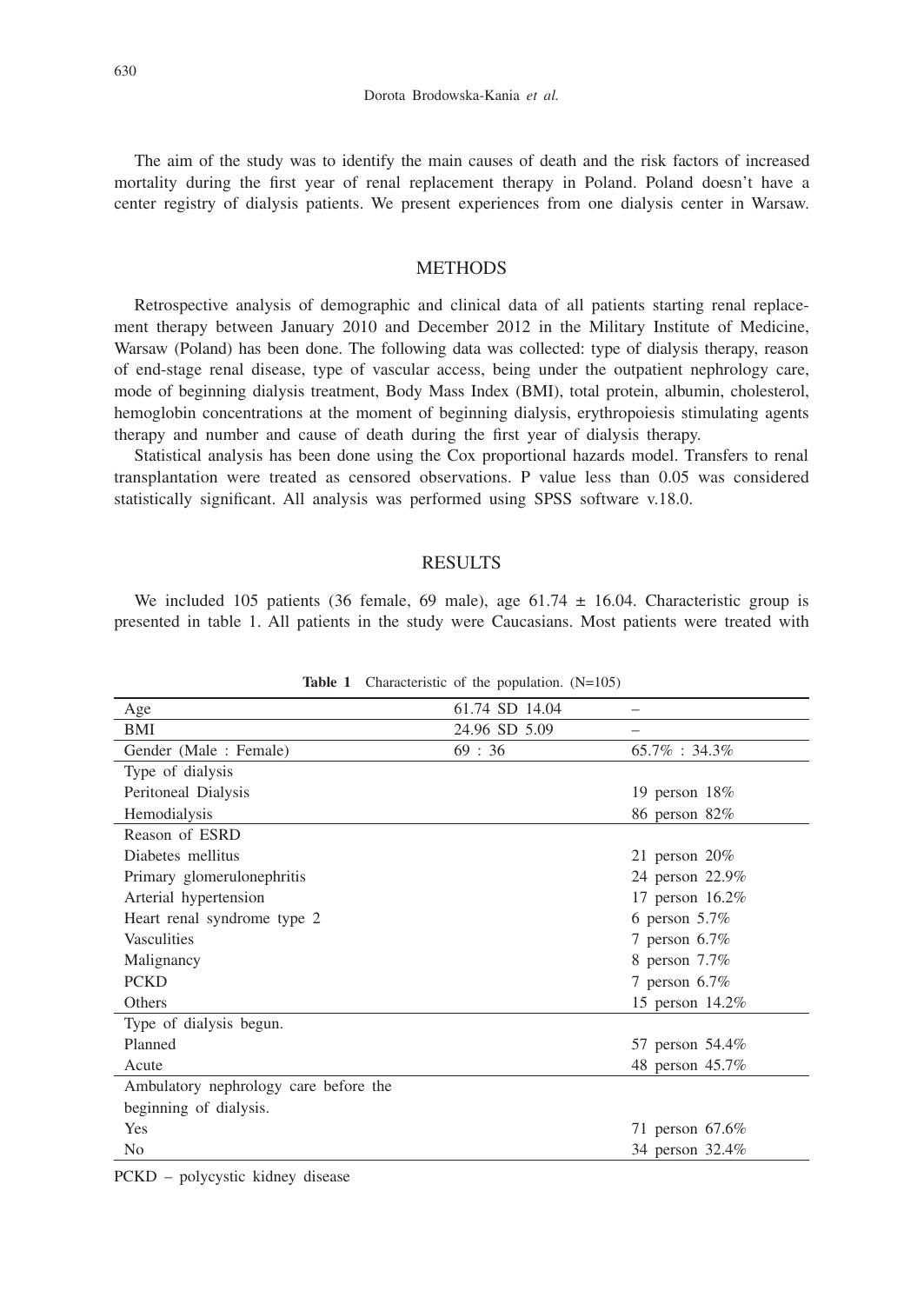The aim of the study was to identify the main causes of death and the risk factors of increased mortality during the first year of renal replacement therapy in Poland. Poland doesn't have a center registry of dialysis patients. We present experiences from one dialysis center in Warsaw.

## METHODS

Retrospective analysis of demographic and clinical data of all patients starting renal replacement therapy between January 2010 and December 2012 in the Military Institute of Medicine, Warsaw (Poland) has been done. The following data was collected: type of dialysis therapy, reason of end-stage renal disease, type of vascular access, being under the outpatient nephrology care, mode of beginning dialysis treatment, Body Mass Index (BMI), total protein, albumin, cholesterol, hemoglobin concentrations at the moment of beginning dialysis, erythropoiesis stimulating agents therapy and number and cause of death during the first year of dialysis therapy.

Statistical analysis has been done using the Cox proportional hazards model. Transfers to renal transplantation were treated as censored observations. P value less than 0.05 was considered statistically significant. All analysis was performed using SPSS software v.18.0.

## RESULTS

We included 105 patients (36 female, 69 male), age 61.74 ± 16.04. Characteristic group is presented in table 1. All patients in the study were Caucasians. Most patients were treated with

**Table 1** Characteristic of the population. (N=105)

| | | |
|---|---|---|
| Age | 61.74 SD 14.04 | – |
| BMI | 24.96 SD 5.09 | – |
| Gender (Male : Female) | 69 : 36 | 65.7% : 34.3% |
| Type of dialysis | | |
| Peritoneal Dialysis | | 19 person 18% |
| Hemodialysis | | 86 person 82% |
| Reason of ESRD | | |
| Diabetes mellitus | | 21 person 20% |
| Primary glomerulonephritis | | 24 person 22.9% |
| Arterial hypertension | | 17 person 16.2% |
| Heart renal syndrome type 2 | | 6 person 5.7% |
| Vasculities | | 7 person 6.7% |
| Malignancy | | 8 person 7.7% |
| PCKD | | 7 person 6.7% |
| Others | | 15 person 14.2% |
| Type of dialysis begun. | | |
| Planned | | 57 person 54.4% |
| Acute | | 48 person 45.7% |
| Ambulatory nephrology care before the beginning of dialysis. | | |
| Yes | | 71 person 67.6% |
| No | | 34 person 32.4% |

PCKD – polycystic kidney disease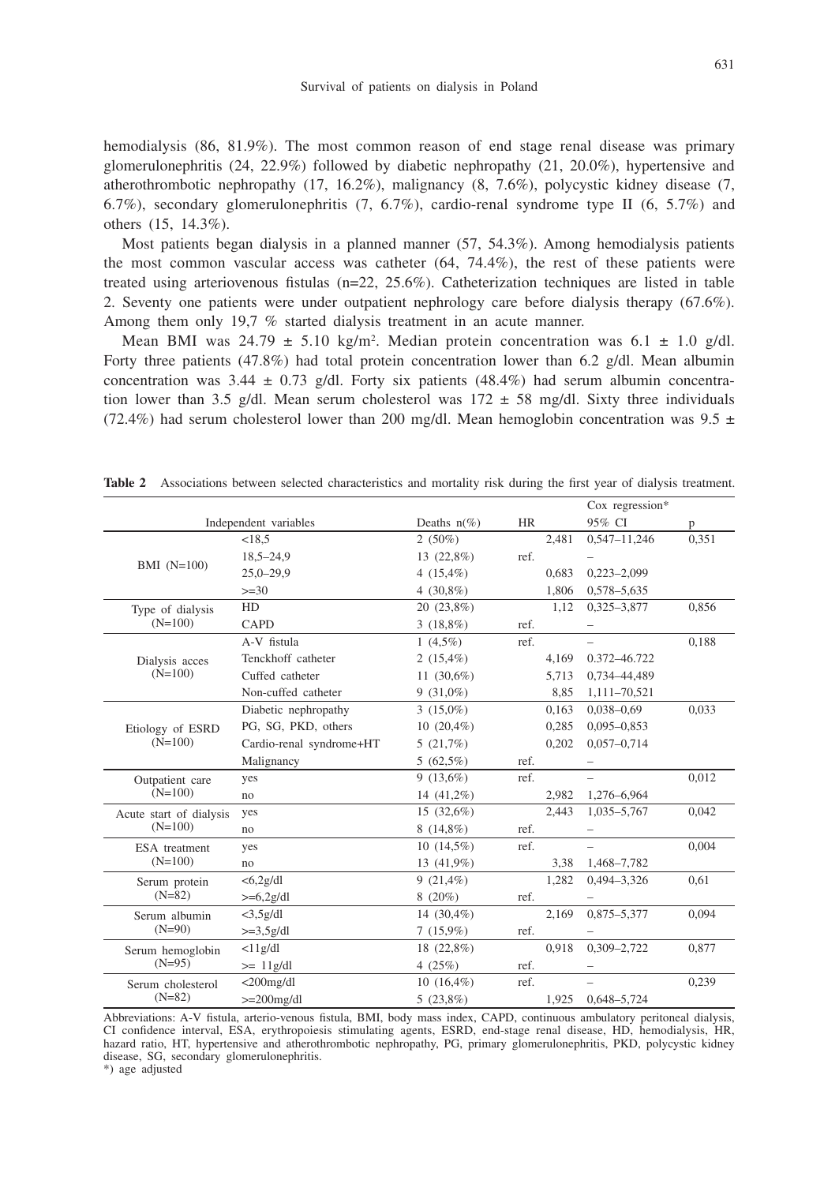hemodialysis (86, 81.9%). The most common reason of end stage renal disease was primary glomerulonephritis (24, 22.9%) followed by diabetic nephropathy (21, 20.0%), hypertensive and atherothrombotic nephropathy (17, 16.2%), malignancy (8, 7.6%), polycystic kidney disease (7, 6.7%), secondary glomerulonephritis (7, 6.7%), cardio-renal syndrome type II (6, 5.7%) and others (15, 14.3%).

Most patients began dialysis in a planned manner (57, 54.3%). Among hemodialysis patients the most common vascular access was catheter (64, 74.4%), the rest of these patients were treated using arteriovenous fistulas (n=22, 25.6%). Catheterization techniques are listed in table 2. Seventy one patients were under outpatient nephrology care before dialysis therapy (67.6%). Among them only 19,7 % started dialysis treatment in an acute manner.

Mean BMI was 24.79 ± 5.10 kg/m². Median protein concentration was 6.1 ± 1.0 g/dl. Forty three patients (47.8%) had total protein concentration lower than 6.2 g/dl. Mean albumin concentration was 3.44 ± 0.73 g/dl. Forty six patients (48.4%) had serum albumin concentration lower than 3.5 g/dl. Mean serum cholesterol was 172 ± 58 mg/dl. Sixty three individuals (72.4%) had serum cholesterol lower than 200 mg/dl. Mean hemoglobin concentration was 9.5 ±

**Table 2** Associations between selected characteristics and mortality risk during the first year of dialysis treatment.

| Independent variables | | Deaths n(%) | Cox regression* HR | 95% CI | p |
|---|---|---|---|---|---|
| BMI (N=100) | <18,5 | 2 (50%) | 2,481 | 0,547–11,246 | 0,351 |
| | 18,5–24,9 | 13 (22,8%) | ref. | – | |
| | 25,0–29,9 | 4 (15,4%) | 0,683 | 0,223–2,099 | |
| | >=30 | 4 (30,8%) | 1,806 | 0,578–5,635 | |
| Type of dialysis (N=100) | HD | 20 (23,8%) | 1,12 | 0,325–3,877 | 0,856 |
| | CAPD | 3 (18,8%) | ref. | – | |
| Dialysis acces (N=100) | A-V fistula | 1 (4,5%) | ref. | – | 0,188 |
| | Tenckhoff catheter | 2 (15,4%) | 4,169 | 0.372–46.722 | |
| | Cuffed catheter | 11 (30,6%) | 5,713 | 0,734–44,489 | |
| | Non-cuffed catheter | 9 (31,0%) | 8,85 | 1,111–70,521 | |
| Etiology of ESRD (N=100) | Diabetic nephropathy | 3 (15,0%) | 0,163 | 0,038–0,69 | 0,033 |
| | PG, SG, PKD, others | 10 (20,4%) | 0,285 | 0,095–0,853 | |
| | Cardio-renal syndrome+HT | 5 (21,7%) | 0,202 | 0,057–0,714 | |
| | Malignancy | 5 (62,5%) | ref. | – | |
| Outpatient care (N=100) | yes | 9 (13,6%) | ref. | – | 0,012 |
| | no | 14 (41,2%) | 2,982 | 1,276–6,964 | |
| Acute start of dialysis (N=100) | yes | 15 (32,6%) | 2,443 | 1,035–5,767 | 0,042 |
| | no | 8 (14,8%) | ref. | – | |
| ESA treatment (N=100) | yes | 10 (14,5%) | ref. | – | 0,004 |
| | no | 13 (41,9%) | 3,38 | 1,468–7,782 | |
| Serum protein (N=82) | <6,2g/dl | 9 (21,4%) | 1,282 | 0,494–3,326 | 0,61 |
| | >=6,2g/dl | 8 (20%) | ref. | – | |
| Serum albumin (N=90) | <3,5g/dl | 14 (30,4%) | 2,169 | 0,875–5,377 | 0,094 |
| | >=3,5g/dl | 7 (15,9%) | ref. | – | |
| Serum hemoglobin (N=95) | <11g/dl | 18 (22,8%) | 0,918 | 0,309–2,722 | 0,877 |
| | >= 11g/dl | 4 (25%) | ref. | – | |
| Serum cholesterol (N=82) | <200mg/dl | 10 (16,4%) | ref. | – | 0,239 |
| | >=200mg/dl | 5 (23,8%) | 1,925 | 0,648–5,724 | |

Abbreviations: A-V fistula, arterio-venous fistula, BMI, body mass index, CAPD, continuous ambulatory peritoneal dialysis, CI confidence interval, ESA, erythropoiesis stimulating agents, ESRD, end-stage renal disease, HD, hemodialysis, HR, hazard ratio, HT, hypertensive and atherothrombotic nephropathy, PG, primary glomerulonephritis, PKD, polycystic kidney disease, SG, secondary glomerulonephritis.

*) age adjusted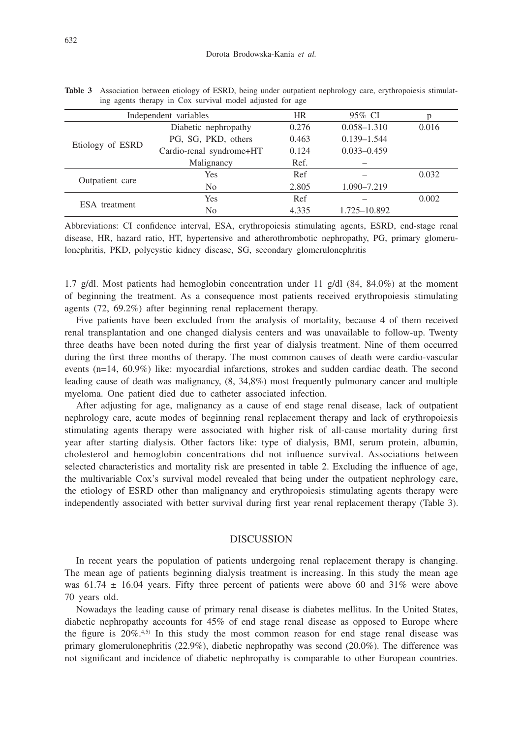**Table 3** Association between etiology of ESRD, being under outpatient nephrology care, erythropoiesis stimulating agents therapy in Cox survival model adjusted for age

| Independent variables | | HR | 95% CI | p |
|---|---|---|---|---|
| Etiology of ESRD | Diabetic nephropathy | 0.276 | 0.058–1.310 | 0.016 |
| | PG, SG, PKD, others | 0.463 | 0.139–1.544 | |
| | Cardio-renal syndrome+HT | 0.124 | 0.033–0.459 | |
| | Malignancy | Ref. | – | |
| Outpatient care | Yes | Ref | – | 0.032 |
| | No | 2.805 | 1.090–7.219 | |
| ESA treatment | Yes | Ref | – | 0.002 |
| | No | 4.335 | 1.725–10.892 | |

Abbreviations: CI confidence interval, ESA, erythropoiesis stimulating agents, ESRD, end-stage renal disease, HR, hazard ratio, HT, hypertensive and atherothrombotic nephropathy, PG, primary glomerulonephritis, PKD, polycystic kidney disease, SG, secondary glomerulonephritis

1.7 g/dl. Most patients had hemoglobin concentration under 11 g/dl (84, 84.0%) at the moment of beginning the treatment. As a consequence most patients received erythropoiesis stimulating agents (72, 69.2%) after beginning renal replacement therapy.

Five patients have been excluded from the analysis of mortality, because 4 of them received renal transplantation and one changed dialysis centers and was unavailable to follow-up. Twenty three deaths have been noted during the first year of dialysis treatment. Nine of them occurred during the first three months of therapy. The most common causes of death were cardio-vascular events (n=14, 60.9%) like: myocardial infarctions, strokes and sudden cardiac death. The second leading cause of death was malignancy, (8, 34,8%) most frequently pulmonary cancer and multiple myeloma. One patient died due to catheter associated infection.

After adjusting for age, malignancy as a cause of end stage renal disease, lack of outpatient nephrology care, acute modes of beginning renal replacement therapy and lack of erythropoiesis stimulating agents therapy were associated with higher risk of all-cause mortality during first year after starting dialysis. Other factors like: type of dialysis, BMI, serum protein, albumin, cholesterol and hemoglobin concentrations did not influence survival. Associations between selected characteristics and mortality risk are presented in table 2. Excluding the influence of age, the multivariable Cox's survival model revealed that being under the outpatient nephrology care, the etiology of ESRD other than malignancy and erythropoiesis stimulating agents therapy were independently associated with better survival during first year renal replacement therapy (Table 3).

## DISCUSSION

In recent years the population of patients undergoing renal replacement therapy is changing. The mean age of patients beginning dialysis treatment is increasing. In this study the mean age was $61.74 \pm 16.04$ years. Fifty three percent of patients were above 60 and 31% were above 70 years old.

Nowadays the leading cause of primary renal disease is diabetes mellitus. In the United States, diabetic nephropathy accounts for 45% of end stage renal disease as opposed to Europe where the figure is 20%.[4,5] In this study the most common reason for end stage renal disease was primary glomerulonephritis (22.9%), diabetic nephropathy was second (20.0%). The difference was not significant and incidence of diabetic nephropathy is comparable to other European countries.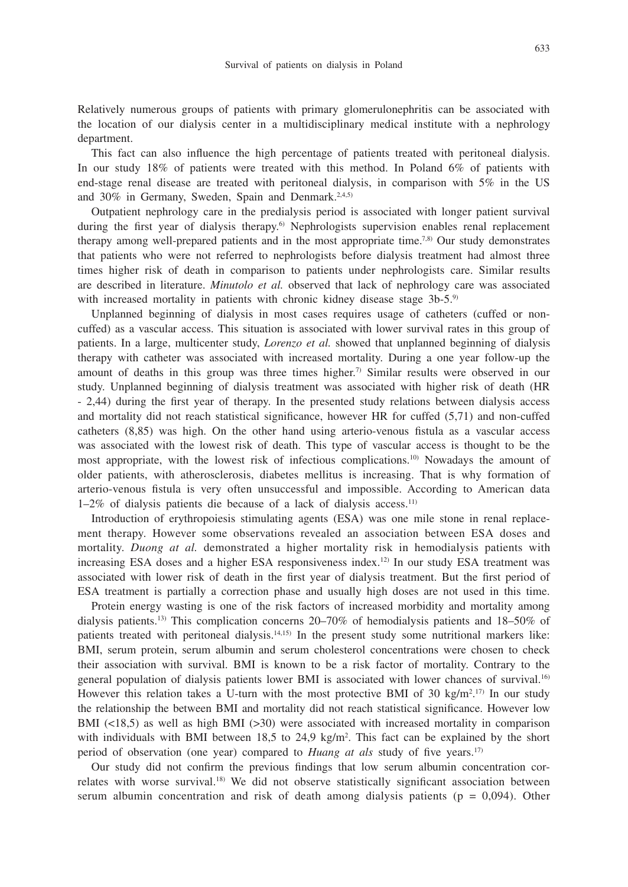Relatively numerous groups of patients with primary glomerulonephritis can be associated with the location of our dialysis center in a multidisciplinary medical institute with a nephrology department.

This fact can also influence the high percentage of patients treated with peritoneal dialysis. In our study 18% of patients were treated with this method. In Poland 6% of patients with end-stage renal disease are treated with peritoneal dialysis, in comparison with 5% in the US and 30% in Germany, Sweden, Spain and Denmark.[2,4,5]

Outpatient nephrology care in the predialysis period is associated with longer patient survival during the first year of dialysis therapy.[6] Nephrologists supervision enables renal replacement therapy among well-prepared patients and in the most appropriate time.[7,8] Our study demonstrates that patients who were not referred to nephrologists before dialysis treatment had almost three times higher risk of death in comparison to patients under nephrologists care. Similar results are described in literature. *Minutolo et al.* observed that lack of nephrology care was associated with increased mortality in patients with chronic kidney disease stage 3b-5.[9]

Unplanned beginning of dialysis in most cases requires usage of catheters (cuffed or non-cuffed) as a vascular access. This situation is associated with lower survival rates in this group of patients. In a large, multicenter study, *Lorenzo et al.* showed that unplanned beginning of dialysis therapy with catheter was associated with increased mortality. During a one year follow-up the amount of deaths in this group was three times higher.[7] Similar results were observed in our study. Unplanned beginning of dialysis treatment was associated with higher risk of death (HR - 2,44) during the first year of therapy. In the presented study relations between dialysis access and mortality did not reach statistical significance, however HR for cuffed (5,71) and non-cuffed catheters (8,85) was high. On the other hand using arterio-venous fistula as a vascular access was associated with the lowest risk of death. This type of vascular access is thought to be the most appropriate, with the lowest risk of infectious complications.[10] Nowadays the amount of older patients, with atherosclerosis, diabetes mellitus is increasing. That is why formation of arterio-venous fistula is very often unsuccessful and impossible. According to American data 1–2% of dialysis patients die because of a lack of dialysis access.[11]

Introduction of erythropoiesis stimulating agents (ESA) was one mile stone in renal replacement therapy. However some observations revealed an association between ESA doses and mortality. *Duong at al.* demonstrated a higher mortality risk in hemodialysis patients with increasing ESA doses and a higher ESA responsiveness index.[12] In our study ESA treatment was associated with lower risk of death in the first year of dialysis treatment. But the first period of ESA treatment is partially a correction phase and usually high doses are not used in this time.

Protein energy wasting is one of the risk factors of increased morbidity and mortality among dialysis patients.[13] This complication concerns 20–70% of hemodialysis patients and 18–50% of patients treated with peritoneal dialysis.[14,15] In the present study some nutritional markers like: BMI, serum protein, serum albumin and serum cholesterol concentrations were chosen to check their association with survival. BMI is known to be a risk factor of mortality. Contrary to the general population of dialysis patients lower BMI is associated with lower chances of survival.[16] However this relation takes a U-turn with the most protective BMI of 30 kg/m$^2$.[17] In our study the relationship the between BMI and mortality did not reach statistical significance. However low BMI (<18,5) as well as high BMI (>30) were associated with increased mortality in comparison with individuals with BMI between 18,5 to 24,9 kg/m$^2$. This fact can be explained by the short period of observation (one year) compared to *Huang at als* study of five years.[17]

Our study did not confirm the previous findings that low serum albumin concentration correlates with worse survival.[18] We did not observe statistically significant association between serum albumin concentration and risk of death among dialysis patients ($p = 0{,}094$). Other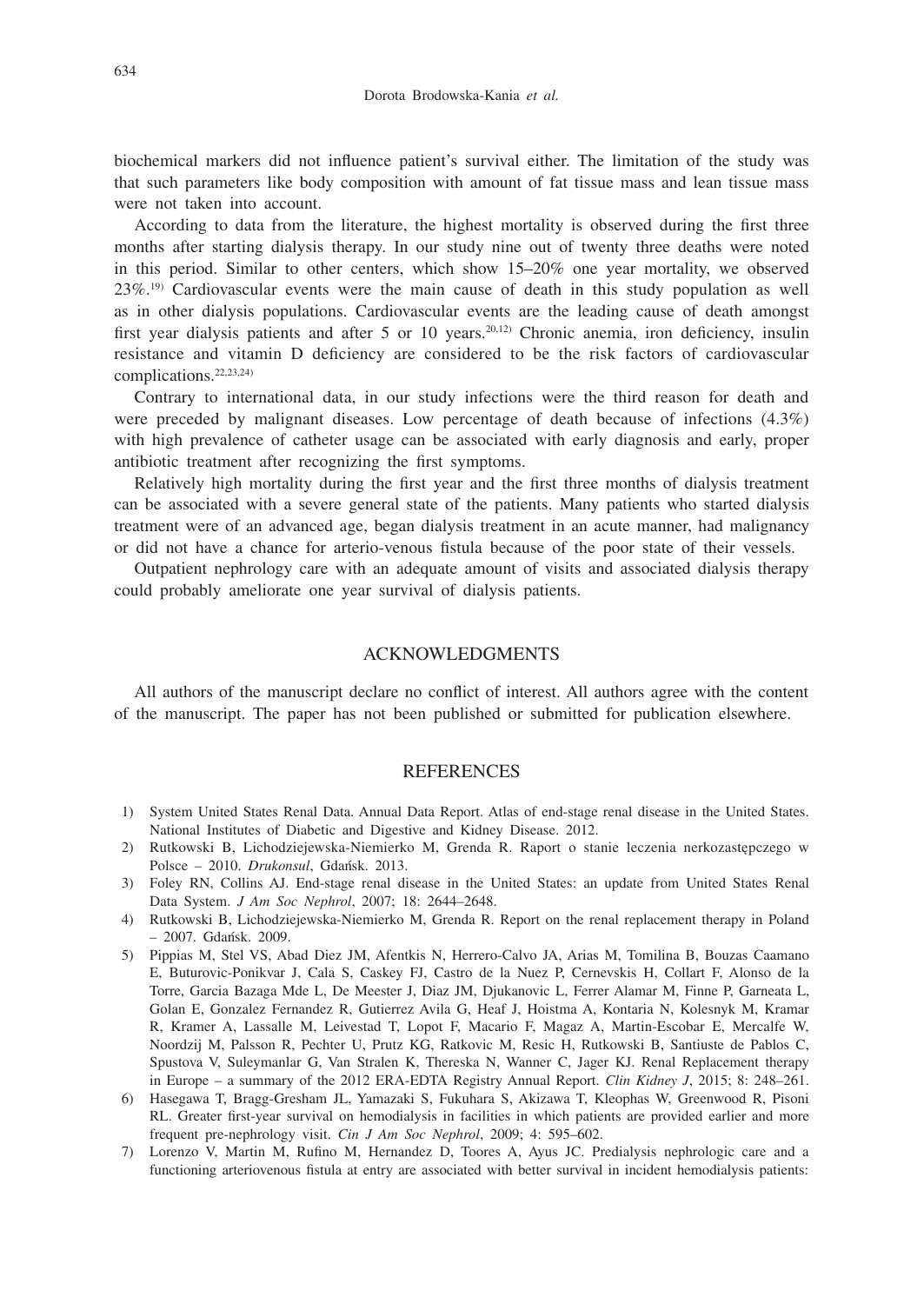biochemical markers did not influence patient's survival either. The limitation of the study was that such parameters like body composition with amount of fat tissue mass and lean tissue mass were not taken into account.

According to data from the literature, the highest mortality is observed during the first three months after starting dialysis therapy. In our study nine out of twenty three deaths were noted in this period. Similar to other centers, which show 15–20% one year mortality, we observed 23%.[19] Cardiovascular events were the main cause of death in this study population as well as in other dialysis populations. Cardiovascular events are the leading cause of death amongst first year dialysis patients and after 5 or 10 years.[20,12] Chronic anemia, iron deficiency, insulin resistance and vitamin D deficiency are considered to be the risk factors of cardiovascular complications.[22,23,24]

Contrary to international data, in our study infections were the third reason for death and were preceded by malignant diseases. Low percentage of death because of infections (4.3%) with high prevalence of catheter usage can be associated with early diagnosis and early, proper antibiotic treatment after recognizing the first symptoms.

Relatively high mortality during the first year and the first three months of dialysis treatment can be associated with a severe general state of the patients. Many patients who started dialysis treatment were of an advanced age, began dialysis treatment in an acute manner, had malignancy or did not have a chance for arterio-venous fistula because of the poor state of their vessels.

Outpatient nephrology care with an adequate amount of visits and associated dialysis therapy could probably ameliorate one year survival of dialysis patients.

## ACKNOWLEDGMENTS

All authors of the manuscript declare no conflict of interest. All authors agree with the content of the manuscript. The paper has not been published or submitted for publication elsewhere.

## REFERENCES

1) System United States Renal Data. Annual Data Report. Atlas of end-stage renal disease in the United States. National Institutes of Diabetic and Digestive and Kidney Disease. 2012.
2) Rutkowski B, Lichodziejewska-Niemierko M, Grenda R. Raport o stanie leczenia nerkozastępczego w Polsce – 2010. *Drukonsul*, Gdańsk. 2013.
3) Foley RN, Collins AJ. End-stage renal disease in the United States: an update from United States Renal Data System. *J Am Soc Nephrol*, 2007; 18: 2644–2648.
4) Rutkowski B, Lichodziejewska-Niemierko M, Grenda R. Report on the renal replacement therapy in Poland – 2007. Gdańsk. 2009.
5) Pippias M, Stel VS, Abad Diez JM, Afentkis N, Herrero-Calvo JA, Arias M, Tomilina B, Bouzas Caamano E, Buturovic-Ponikvar J, Cala S, Caskey FJ, Castro de la Nuez P, Cernevskis H, Collart F, Alonso de la Torre, Garcia Bazaga Mde L, De Meester J, Diaz JM, Djukanovic L, Ferrer Alamar M, Finne P, Garneata L, Golan E, Gonzalez Fernandez R, Gutierrez Avila G, Heaf J, Hoistma A, Kontaria N, Kolesnyk M, Kramar R, Kramer A, Lassalle M, Leivestad T, Lopot F, Macario F, Magaz A, Martin-Escobar E, Mercalfe W, Noordzij M, Palsson R, Pechter U, Prutz KG, Ratkovic M, Resic H, Rutkowski B, Santiuste de Pablos C, Spustova V, Suleymanlar G, Van Stralen K, Thereska N, Wanner C, Jager KJ. Renal Replacement therapy in Europe – a summary of the 2012 ERA-EDTA Registry Annual Report. *Clin Kidney J*, 2015; 8: 248–261.
6) Hasegawa T, Bragg-Gresham JL, Yamazaki S, Fukuhara S, Akizawa T, Kleophas W, Greenwood R, Pisoni RL. Greater first-year survival on hemodialysis in facilities in which patients are provided earlier and more frequent pre-nephrology visit. *Cin J Am Soc Nephrol*, 2009; 4: 595–602.
7) Lorenzo V, Martin M, Rufino M, Hernandez D, Toores A, Ayus JC. Predialysis nephrologic care and a functioning arteriovenous fistula at entry are associated with better survival in incident hemodialysis patients: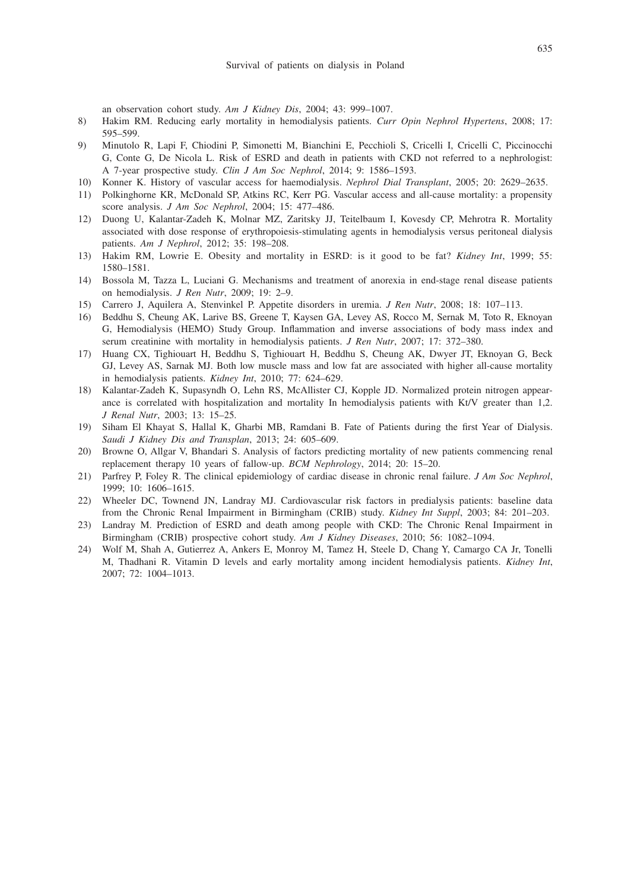an observation cohort study. *Am J Kidney Dis*, 2004; 43: 999–1007.

8) Hakim RM. Reducing early mortality in hemodialysis patients. *Curr Opin Nephrol Hypertens*, 2008; 17: 595–599.
9) Minutolo R, Lapi F, Chiodini P, Simonetti M, Bianchini E, Pecchioli S, Cricelli I, Cricelli C, Piccinocchi G, Conte G, De Nicola L. Risk of ESRD and death in patients with CKD not referred to a nephrologist: A 7-year prospective study. *Clin J Am Soc Nephrol*, 2014; 9: 1586–1593.
10) Konner K. History of vascular access for haemodialysis. *Nephrol Dial Transplant*, 2005; 20: 2629–2635.
11) Polkinghorne KR, McDonald SP, Atkins RC, Kerr PG. Vascular access and all-cause mortality: a propensity score analysis. *J Am Soc Nephrol*, 2004; 15: 477–486.
12) Duong U, Kalantar-Zadeh K, Molnar MZ, Zaritsky JJ, Teitelbaum I, Kovesdy CP, Mehrotra R. Mortality associated with dose response of erythropoiesis-stimulating agents in hemodialysis versus peritoneal dialysis patients. *Am J Nephrol*, 2012; 35: 198–208.
13) Hakim RM, Lowrie E. Obesity and mortality in ESRD: is it good to be fat? *Kidney Int*, 1999; 55: 1580–1581.
14) Bossola M, Tazza L, Luciani G. Mechanisms and treatment of anorexia in end-stage renal disease patients on hemodialysis. *J Ren Nutr*, 2009; 19: 2–9.
15) Carrero J, Aquilera A, Stenvinkel P. Appetite disorders in uremia. *J Ren Nutr*, 2008; 18: 107–113.
16) Beddhu S, Cheung AK, Larive BS, Greene T, Kaysen GA, Levey AS, Rocco M, Sernak M, Toto R, Eknoyan G, Hemodialysis (HEMO) Study Group. Inflammation and inverse associations of body mass index and serum creatinine with mortality in hemodialysis patients. *J Ren Nutr*, 2007; 17: 372–380.
17) Huang CX, Tighiouart H, Beddhu S, Tighiouart H, Beddhu S, Cheung AK, Dwyer JT, Eknoyan G, Beck GJ, Levey AS, Sarnak MJ. Both low muscle mass and low fat are associated with higher all-cause mortality in hemodialysis patients. *Kidney Int*, 2010; 77: 624–629.
18) Kalantar-Zadeh K, Supasyndh O, Lehn RS, McAllister CJ, Kopple JD. Normalized protein nitrogen appearance is correlated with hospitalization and mortality In hemodialysis patients with Kt/V greater than 1,2. *J Renal Nutr*, 2003; 13: 15–25.
19) Siham El Khayat S, Hallal K, Gharbi MB, Ramdani B. Fate of Patients during the first Year of Dialysis. *Saudi J Kidney Dis and Transplan*, 2013; 24: 605–609.
20) Browne O, Allgar V, Bhandari S. Analysis of factors predicting mortality of new patients commencing renal replacement therapy 10 years of fallow-up. *BCM Nephrology*, 2014; 20: 15–20.
21) Parfrey P, Foley R. The clinical epidemiology of cardiac disease in chronic renal failure. *J Am Soc Nephrol*, 1999; 10: 1606–1615.
22) Wheeler DC, Townend JN, Landray MJ. Cardiovascular risk factors in predialysis patients: baseline data from the Chronic Renal Impairment in Birmingham (CRIB) study. *Kidney Int Suppl*, 2003; 84: 201–203.
23) Landray M. Prediction of ESRD and death among people with CKD: The Chronic Renal Impairment in Birmingham (CRIB) prospective cohort study. *Am J Kidney Diseases*, 2010; 56: 1082–1094.
24) Wolf M, Shah A, Gutierrez A, Ankers E, Monroy M, Tamez H, Steele D, Chang Y, Camargo CA Jr, Tonelli M, Thadhani R. Vitamin D levels and early mortality among incident hemodialysis patients. *Kidney Int*, 2007; 72: 1004–1013.